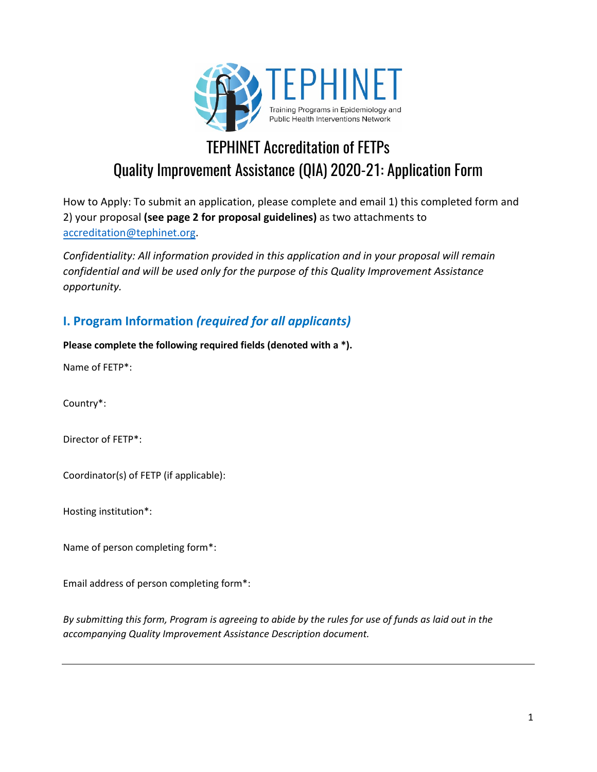TEPHINET

Training Programs in Epidemiology and Public Health Interventions Network

# TEPHINET Accreditation of FETPs
# Quality Improvement Assistance (QIA) 2020-21: Application Form

How to Apply: To submit an application, please complete and email 1) this completed form and 2) your proposal **(see page 2 for proposal guidelines)** as two attachments to accreditation@tephinet.org.

*Confidentiality: All information provided in this application and in your proposal will remain confidential and will be used only for the purpose of this Quality Improvement Assistance opportunity.*

## I. Program Information *(required for all applicants)*

**Please complete the following required fields (denoted with a *).**

Name of FETP*:

Country*:

Director of FETP*:

Coordinator(s) of FETP (if applicable):

Hosting institution*:

Name of person completing form*:

Email address of person completing form*:

*By submitting this form, Program is agreeing to abide by the rules for use of funds as laid out in the accompanying Quality Improvement Assistance Description document.*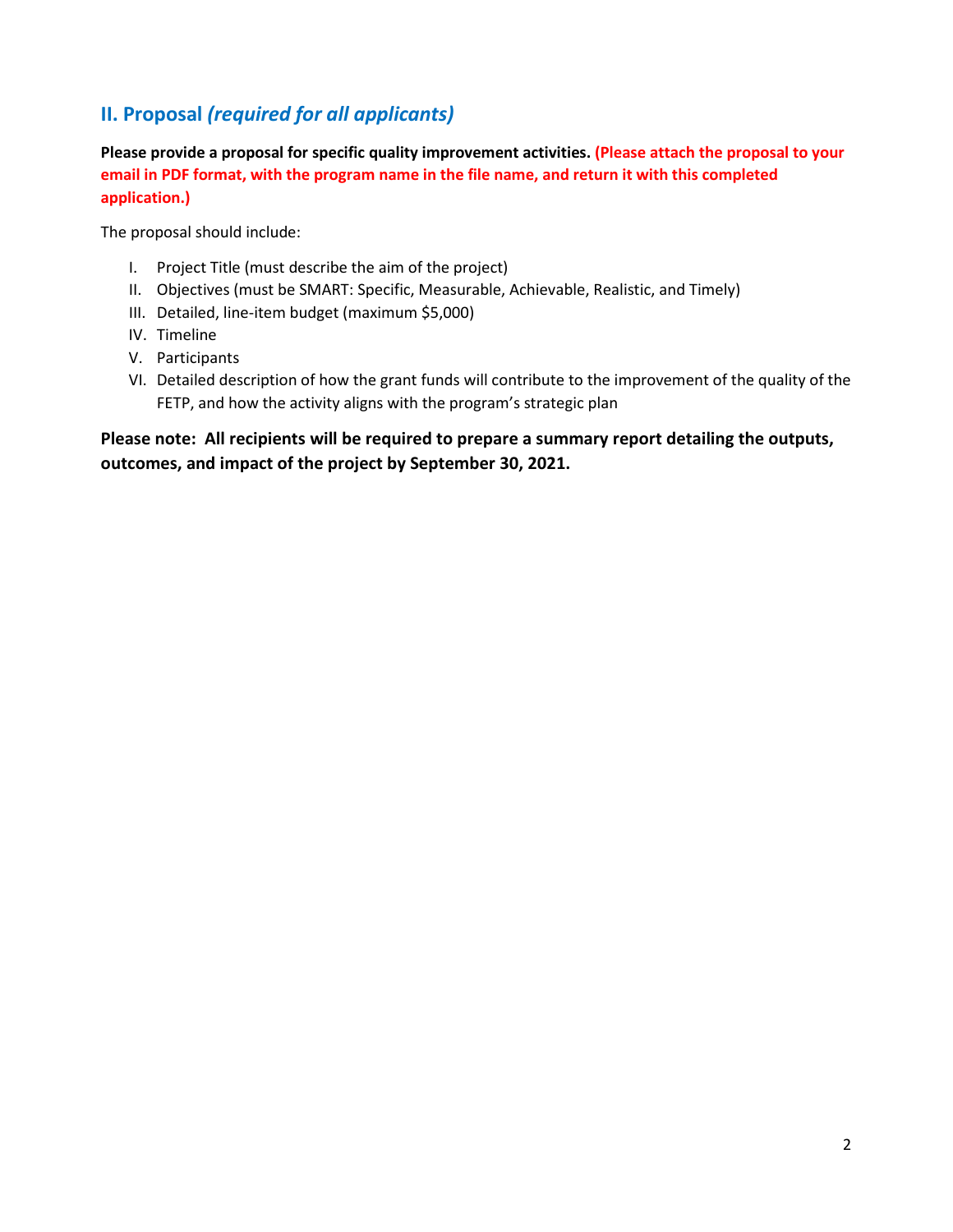## II. Proposal *(required for all applicants)*

**Please provide a proposal for specific quality improvement activities. (Please attach the proposal to your email in PDF format, with the program name in the file name, and return it with this completed application.)**

The proposal should include:

I. Project Title (must describe the aim of the project)
II. Objectives (must be SMART: Specific, Measurable, Achievable, Realistic, and Timely)
III. Detailed, line-item budget (maximum $5,000)
IV. Timeline
V. Participants
VI. Detailed description of how the grant funds will contribute to the improvement of the quality of the FETP, and how the activity aligns with the program's strategic plan

**Please note: All recipients will be required to prepare a summary report detailing the outputs, outcomes, and impact of the project by September 30, 2021.**